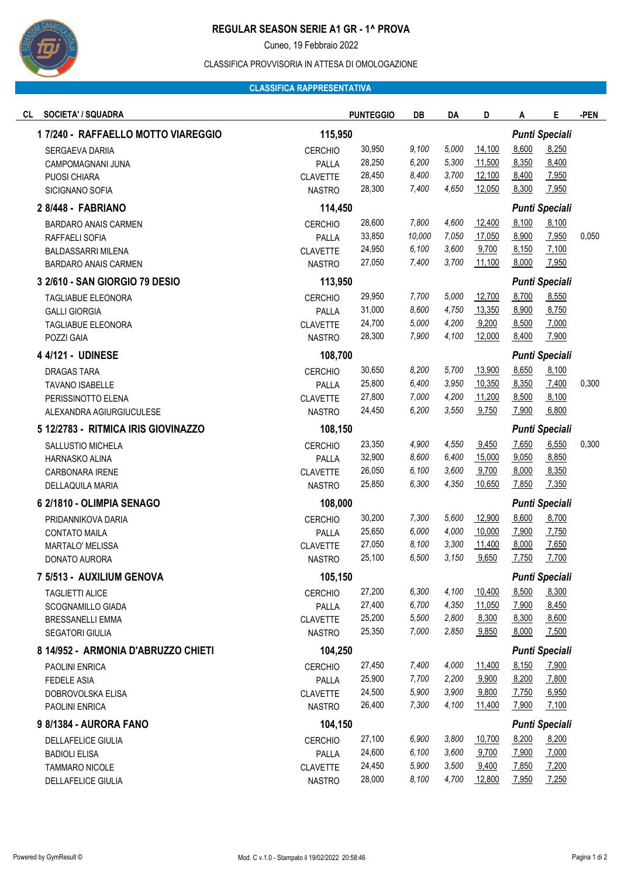# REGULAR SEASON SERIE A1 GR - 1^ PROVA

Cuneo, 19 Febbraio 2022

CLASSIFICA PROVVISORIA IN ATTESA DI OMOLOGAZIONE

## CLASSIFICA RAPPRESENTATIVA

| CL | SOCIETA' / SQUADRA | | PUNTEGGIO | DB | DA | D | A | E | -PEN |
|---|---|---|---|---|---|---|---|---|---|
| 1 | **7/240 - RAFFAELLO MOTTO VIAREGGIO** | | **115,950** | | | | ***Punti Speciali*** | | |
| | SERGAEVA DARIIA | CERCHIO | 30,950 | 9,100 | 5,000 | 14,100 | 8,600 | 8,250 | |
| | CAMPOMAGNANI JUNA | PALLA | 28,250 | 6,200 | 5,300 | 11,500 | 8,350 | 8,400 | |
| | PUOSI CHIARA | CLAVETTE | 28,450 | 8,400 | 3,700 | 12,100 | 8,400 | 7,950 | |
| | SICIGNANO SOFIA | NASTRO | 28,300 | 7,400 | 4,650 | 12,050 | 8,300 | 7,950 | |
| 2 | **8/448 - FABRIANO** | | **114,450** | | | | ***Punti Speciali*** | | |
| | BARDARO ANAIS CARMEN | CERCHIO | 28,600 | 7,800 | 4,600 | 12,400 | 8,100 | 8,100 | |
| | RAFFAELI SOFIA | PALLA | 33,850 | 10,000 | 7,050 | 17,050 | 8,900 | 7,950 | 0,050 |
| | BALDASSARRI MILENA | CLAVETTE | 24,950 | 6,100 | 3,600 | 9,700 | 8,150 | 7,100 | |
| | BARDARO ANAIS CARMEN | NASTRO | 27,050 | 7,400 | 3,700 | 11,100 | 8,000 | 7,950 | |
| 3 | **2/610 - SAN GIORGIO 79 DESIO** | | **113,950** | | | | ***Punti Speciali*** | | |
| | TAGLIABUE ELEONORA | CERCHIO | 29,950 | 7,700 | 5,000 | 12,700 | 8,700 | 8,550 | |
| | GALLI GIORGIA | PALLA | 31,000 | 8,600 | 4,750 | 13,350 | 8,900 | 8,750 | |
| | TAGLIABUE ELEONORA | CLAVETTE | 24,700 | 5,000 | 4,200 | 9,200 | 8,500 | 7,000 | |
| | POZZI GAIA | NASTRO | 28,300 | 7,900 | 4,100 | 12,000 | 8,400 | 7,900 | |
| 4 | **4/121 - UDINESE** | | **108,700** | | | | ***Punti Speciali*** | | |
| | DRAGAS TARA | CERCHIO | 30,650 | 8,200 | 5,700 | 13,900 | 8,650 | 8,100 | |
| | TAVANO ISABELLE | PALLA | 25,800 | 6,400 | 3,950 | 10,350 | 8,350 | 7,400 | 0,300 |
| | PERISSINOTTO ELENA | CLAVETTE | 27,800 | 7,000 | 4,200 | 11,200 | 8,500 | 8,100 | |
| | ALEXANDRA AGIURGIUCULESE | NASTRO | 24,450 | 6,200 | 3,550 | 9,750 | 7,900 | 6,800 | |
| 5 | **12/2783 - RITMICA IRIS GIOVINAZZO** | | **108,150** | | | | ***Punti Speciali*** | | |
| | SALLUSTIO MICHELA | CERCHIO | 23,350 | 4,900 | 4,550 | 9,450 | 7,650 | 6,550 | 0,300 |
| | HARNASKO ALINA | PALLA | 32,900 | 8,600 | 6,400 | 15,000 | 9,050 | 8,850 | |
| | CARBONARA IRENE | CLAVETTE | 26,050 | 6,100 | 3,600 | 9,700 | 8,000 | 8,350 | |
| | DELLAQUILA MARIA | NASTRO | 25,850 | 6,300 | 4,350 | 10,650 | 7,850 | 7,350 | |
| 6 | **2/1810 - OLIMPIA SENAGO** | | **108,000** | | | | ***Punti Speciali*** | | |
| | PRIDANNIKOVA DARIA | CERCHIO | 30,200 | 7,300 | 5,600 | 12,900 | 8,600 | 8,700 | |
| | CONTATO MAILA | PALLA | 25,650 | 6,000 | 4,000 | 10,000 | 7,900 | 7,750 | |
| | MARTALO' MELISSA | CLAVETTE | 27,050 | 8,100 | 3,300 | 11,400 | 8,000 | 7,650 | |
| | DONATO AURORA | NASTRO | 25,100 | 6,500 | 3,150 | 9,650 | 7,750 | 7,700 | |
| 7 | **5/513 - AUXILIUM GENOVA** | | **105,150** | | | | ***Punti Speciali*** | | |
| | TAGLIETTI ALICE | CERCHIO | 27,200 | 6,300 | 4,100 | 10,400 | 8,500 | 8,300 | |
| | SCOGNAMILLO GIADA | PALLA | 27,400 | 6,700 | 4,350 | 11,050 | 7,900 | 8,450 | |
| | BRESSANELLI EMMA | CLAVETTE | 25,200 | 5,500 | 2,800 | 8,300 | 8,300 | 8,600 | |
| | SEGATORI GIULIA | NASTRO | 25,350 | 7,000 | 2,850 | 9,850 | 8,000 | 7,500 | |
| 8 | **14/952 - ARMONIA D'ABRUZZO CHIETI** | | **104,250** | | | | ***Punti Speciali*** | | |
| | PAOLINI ENRICA | CERCHIO | 27,450 | 7,400 | 4,000 | 11,400 | 8,150 | 7,900 | |
| | FEDELE ASIA | PALLA | 25,900 | 7,700 | 2,200 | 9,900 | 8,200 | 7,800 | |
| | DOBROVOLSKA ELISA | CLAVETTE | 24,500 | 5,900 | 3,900 | 9,800 | 7,750 | 6,950 | |
| | PAOLINI ENRICA | NASTRO | 26,400 | 7,300 | 4,100 | 11,400 | 7,900 | 7,100 | |
| 9 | **8/1384 - AURORA FANO** | | **104,150** | | | | ***Punti Speciali*** | | |
| | DELLAFELICE GIULIA | CERCHIO | 27,100 | 6,900 | 3,800 | 10,700 | 8,200 | 8,200 | |
| | BADIOLI ELISA | PALLA | 24,600 | 6,100 | 3,600 | 9,700 | 7,900 | 7,000 | |
| | TAMMARO NICOLE | CLAVETTE | 24,450 | 5,900 | 3,500 | 9,400 | 7,850 | 7,200 | |
| | DELLAFELICE GIULIA | NASTRO | 28,000 | 8,100 | 4,700 | 12,800 | 7,950 | 7,250 | |

Powered by GymResult ©    Mod. C v.1.0 - Stampato il 19/02/2022 20:58:46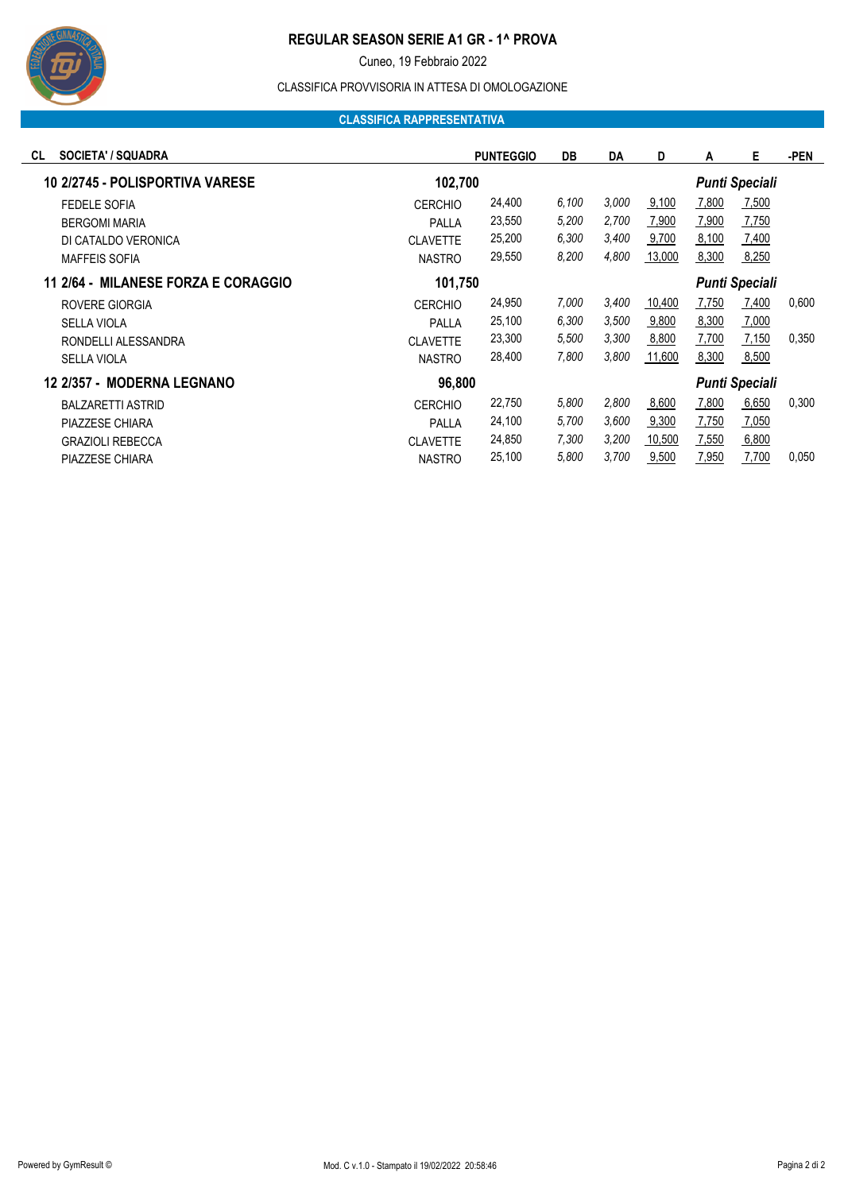# REGULAR SEASON SERIE A1 GR - 1^ PROVA

Cuneo, 19 Febbraio 2022

CLASSIFICA PROVVISORIA IN ATTESA DI OMOLOGAZIONE

**CLASSIFICA RAPPRESENTATIVA**

| CL | SOCIETA' / SQUADRA | | PUNTEGGIO | DB | DA | D | A | E | -PEN |
|---|---|---|---|---|---|---|---|---|---|
| **10** | **2/2745 - POLISPORTIVA VARESE** | | **102,700** | | | | ***Punti Speciali*** | | |
| | FEDELE SOFIA | CERCHIO | 24,400 | *6,100* | *3,000* | 9,100 | 7,800 | 7,500 | |
| | BERGOMI MARIA | PALLA | 23,550 | *5,200* | *2,700* | 7,900 | 7,900 | 7,750 | |
| | DI CATALDO VERONICA | CLAVETTE | 25,200 | *6,300* | *3,400* | 9,700 | 8,100 | 7,400 | |
| | MAFFEIS SOFIA | NASTRO | 29,550 | *8,200* | *4,800* | 13,000 | 8,300 | 8,250 | |
| **11** | **2/64 - MILANESE FORZA E CORAGGIO** | | **101,750** | | | | ***Punti Speciali*** | | |
| | ROVERE GIORGIA | CERCHIO | 24,950 | *7,000* | *3,400* | 10,400 | 7,750 | 7,400 | 0,600 |
| | SELLA VIOLA | PALLA | 25,100 | *6,300* | *3,500* | 9,800 | 8,300 | 7,000 | |
| | RONDELLI ALESSANDRA | CLAVETTE | 23,300 | *5,500* | *3,300* | 8,800 | 7,700 | 7,150 | 0,350 |
| | SELLA VIOLA | NASTRO | 28,400 | *7,800* | *3,800* | 11,600 | 8,300 | 8,500 | |
| **12** | **2/357 - MODERNA LEGNANO** | | **96,800** | | | | ***Punti Speciali*** | | |
| | BALZARETTI ASTRID | CERCHIO | 22,750 | *5,800* | *2,800* | 8,600 | 7,800 | 6,650 | 0,300 |
| | PIAZZESE CHIARA | PALLA | 24,100 | *5,700* | *3,600* | 9,300 | 7,750 | 7,050 | |
| | GRAZIOLI REBECCA | CLAVETTE | 24,850 | *7,300* | *3,200* | 10,500 | 7,550 | 6,800 | |
| | PIAZZESE CHIARA | NASTRO | 25,100 | *5,800* | *3,700* | 9,500 | 7,950 | 7,700 | 0,050 |

Powered by GymResult © Mod. C v.1.0 - Stampato il 19/02/2022 20:58:46